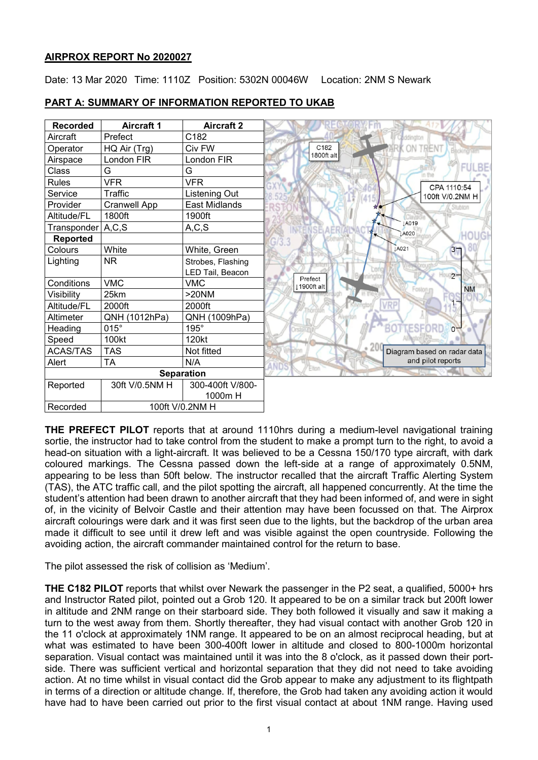## AIRPROX REPORT No 2020027

Date: 13 Mar 2020 Time: 1110Z Position: 5302N 00046W Location: 2NM S Newark

## PART A: SUMMARY OF INFORMATION REPORTED TO UKAB

| Recorded | Aircraft 1 | Aircraft 2 |
|---|---|---|
| Aircraft | Prefect | C182 |
| Operator | HQ Air (Trg) | Civ FW |
| Airspace | London FIR | London FIR |
| Class | G | G |
| Rules | VFR | VFR |
| Service | Traffic | Listening Out |
| Provider | Cranwell App | East Midlands |
| Altitude/FL | 1800ft | 1900ft |
| Transponder | A,C,S | A,C,S |
| **Reported** | | |
| Colours | White | White, Green |
| Lighting | NR | Strobes, Flashing LED Tail, Beacon |
| Conditions | VMC | VMC |
| Visibility | 25km | >20NM |
| Altitude/FL | 2000ft | 2000ft |
| Altimeter | QNH (1012hPa) | QNH (1009hPa) |
| Heading | 015° | 195° |
| Speed | 100kt | 120kt |
| ACAS/TAS | TAS | Not fitted |
| Alert | TA | N/A |
| **Separation** | | |
| Reported | 30ft V/0.5NM H | 300-400ft V/800-1000m H |
| Recorded | 100ft V/0.2NM H | |

C182
1800ft alt
CPA 1110:54
100ft V/0.2NM H
↓A019
↓A020
↓A021
Prefect
↓1900ft alt
NM
3
2
1
0
Diagram based on radar data and pilot reports

**THE PREFECT PILOT** reports that at around 1110hrs during a medium-level navigational training sortie, the instructor had to take control from the student to make a prompt turn to the right, to avoid a head-on situation with a light-aircraft. It was believed to be a Cessna 150/170 type aircraft, with dark coloured markings. The Cessna passed down the left-side at a range of approximately 0.5NM, appearing to be less than 50ft below. The instructor recalled that the aircraft Traffic Alerting System (TAS), the ATC traffic call, and the pilot spotting the aircraft, all happened concurrently. At the time the student's attention had been drawn to another aircraft that they had been informed of, and were in sight of, in the vicinity of Belvoir Castle and their attention may have been focussed on that. The Airprox aircraft colourings were dark and it was first seen due to the lights, but the backdrop of the urban area made it difficult to see until it drew left and was visible against the open countryside. Following the avoiding action, the aircraft commander maintained control for the return to base.

The pilot assessed the risk of collision as 'Medium'.

**THE C182 PILOT** reports that whilst over Newark the passenger in the P2 seat, a qualified, 5000+ hrs and Instructor Rated pilot, pointed out a Grob 120. It appeared to be on a similar track but 200ft lower in altitude and 2NM range on their starboard side. They both followed it visually and saw it making a turn to the west away from them. Shortly thereafter, they had visual contact with another Grob 120 in the 11 o'clock at approximately 1NM range. It appeared to be on an almost reciprocal heading, but at what was estimated to have been 300-400ft lower in altitude and closed to 800-1000m horizontal separation. Visual contact was maintained until it was into the 8 o'clock, as it passed down their port-side. There was sufficient vertical and horizontal separation that they did not need to take avoiding action. At no time whilst in visual contact did the Grob appear to make any adjustment to its flightpath in terms of a direction or altitude change. If, therefore, the Grob had taken any avoiding action it would have had to have been carried out prior to the first visual contact at about 1NM range. Having used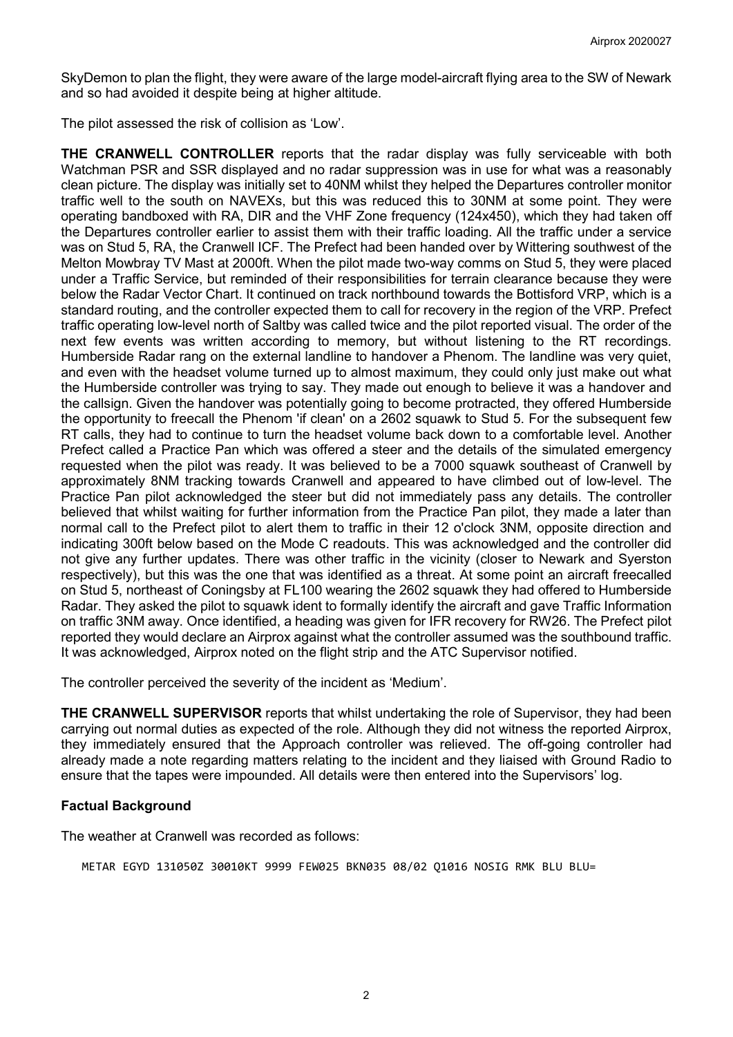SkyDemon to plan the flight, they were aware of the large model-aircraft flying area to the SW of Newark and so had avoided it despite being at higher altitude.

The pilot assessed the risk of collision as 'Low'.

**THE CRANWELL CONTROLLER** reports that the radar display was fully serviceable with both Watchman PSR and SSR displayed and no radar suppression was in use for what was a reasonably clean picture. The display was initially set to 40NM whilst they helped the Departures controller monitor traffic well to the south on NAVEXs, but this was reduced this to 30NM at some point. They were operating bandboxed with RA, DIR and the VHF Zone frequency (124x450), which they had taken off the Departures controller earlier to assist them with their traffic loading. All the traffic under a service was on Stud 5, RA, the Cranwell ICF. The Prefect had been handed over by Wittering southwest of the Melton Mowbray TV Mast at 2000ft. When the pilot made two-way comms on Stud 5, they were placed under a Traffic Service, but reminded of their responsibilities for terrain clearance because they were below the Radar Vector Chart. It continued on track northbound towards the Bottisford VRP, which is a standard routing, and the controller expected them to call for recovery in the region of the VRP. Prefect traffic operating low-level north of Saltby was called twice and the pilot reported visual. The order of the next few events was written according to memory, but without listening to the RT recordings. Humberside Radar rang on the external landline to handover a Phenom. The landline was very quiet, and even with the headset volume turned up to almost maximum, they could only just make out what the Humberside controller was trying to say. They made out enough to believe it was a handover and the callsign. Given the handover was potentially going to become protracted, they offered Humberside the opportunity to freecall the Phenom 'if clean' on a 2602 squawk to Stud 5. For the subsequent few RT calls, they had to continue to turn the headset volume back down to a comfortable level. Another Prefect called a Practice Pan which was offered a steer and the details of the simulated emergency requested when the pilot was ready. It was believed to be a 7000 squawk southeast of Cranwell by approximately 8NM tracking towards Cranwell and appeared to have climbed out of low-level. The Practice Pan pilot acknowledged the steer but did not immediately pass any details. The controller believed that whilst waiting for further information from the Practice Pan pilot, they made a later than normal call to the Prefect pilot to alert them to traffic in their 12 o'clock 3NM, opposite direction and indicating 300ft below based on the Mode C readouts. This was acknowledged and the controller did not give any further updates. There was other traffic in the vicinity (closer to Newark and Syerston respectively), but this was the one that was identified as a threat. At some point an aircraft freecalled on Stud 5, northeast of Coningsby at FL100 wearing the 2602 squawk they had offered to Humberside Radar. They asked the pilot to squawk ident to formally identify the aircraft and gave Traffic Information on traffic 3NM away. Once identified, a heading was given for IFR recovery for RW26. The Prefect pilot reported they would declare an Airprox against what the controller assumed was the southbound traffic. It was acknowledged, Airprox noted on the flight strip and the ATC Supervisor notified.

The controller perceived the severity of the incident as 'Medium'.

**THE CRANWELL SUPERVISOR** reports that whilst undertaking the role of Supervisor, they had been carrying out normal duties as expected of the role. Although they did not witness the reported Airprox, they immediately ensured that the Approach controller was relieved. The off-going controller had already made a note regarding matters relating to the incident and they liaised with Ground Radio to ensure that the tapes were impounded. All details were then entered into the Supervisors' log.

## Factual Background

The weather at Cranwell was recorded as follows:

```
METAR EGYD 131050Z 30010KT 9999 FEW025 BKN035 08/02 Q1016 NOSIG RMK BLU BLU=
```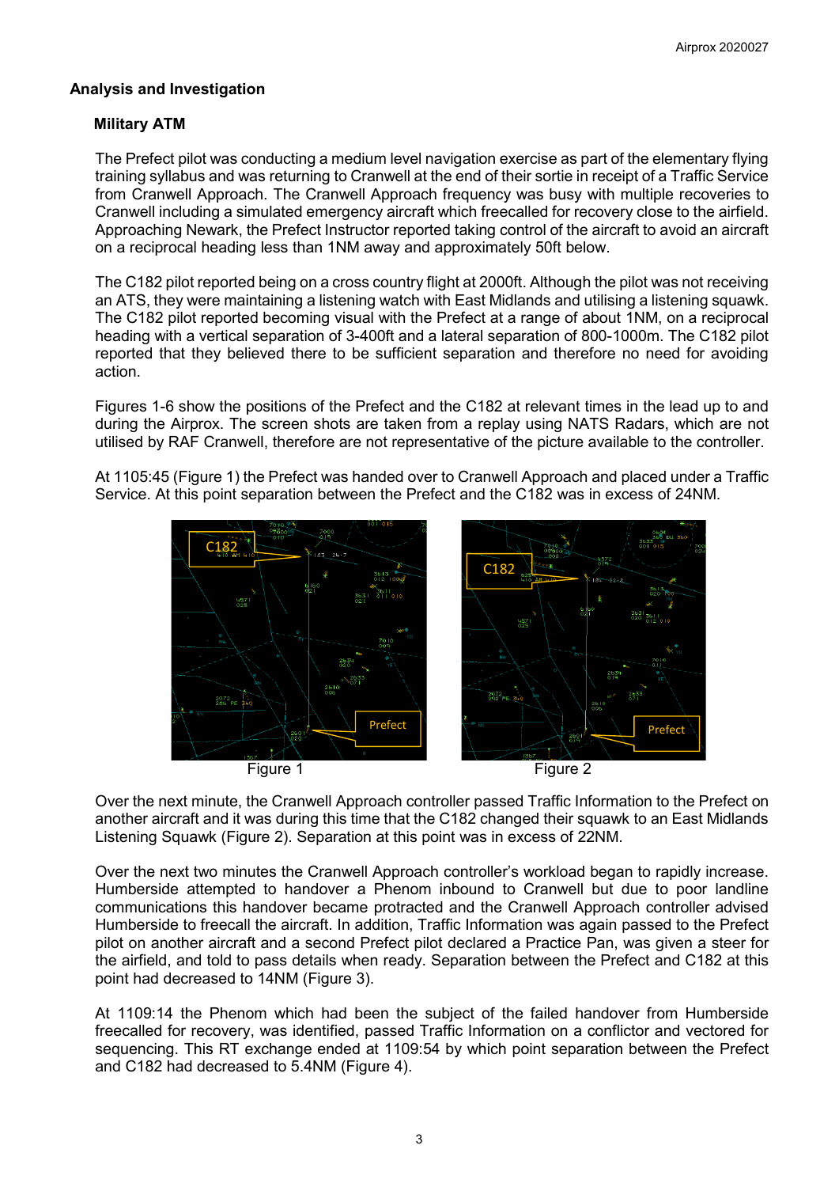## Analysis and Investigation

### Military ATM

The Prefect pilot was conducting a medium level navigation exercise as part of the elementary flying training syllabus and was returning to Cranwell at the end of their sortie in receipt of a Traffic Service from Cranwell Approach. The Cranwell Approach frequency was busy with multiple recoveries to Cranwell including a simulated emergency aircraft which freecalled for recovery close to the airfield. Approaching Newark, the Prefect Instructor reported taking control of the aircraft to avoid an aircraft on a reciprocal heading less than 1NM away and approximately 50ft below.

The C182 pilot reported being on a cross country flight at 2000ft. Although the pilot was not receiving an ATS, they were maintaining a listening watch with East Midlands and utilising a listening squawk. The C182 pilot reported becoming visual with the Prefect at a range of about 1NM, on a reciprocal heading with a vertical separation of 3-400ft and a lateral separation of 800-1000m. The C182 pilot reported that they believed there to be sufficient separation and therefore no need for avoiding action.

Figures 1-6 show the positions of the Prefect and the C182 at relevant times in the lead up to and during the Airprox. The screen shots are taken from a replay using NATS Radars, which are not utilised by RAF Cranwell, therefore are not representative of the picture available to the controller.

At 1105:45 (Figure 1) the Prefect was handed over to Cranwell Approach and placed under a Traffic Service. At this point separation between the Prefect and the C182 was in excess of 24NM.

C182

Prefect

Figure 1

C182

Prefect

Figure 2

Over the next minute, the Cranwell Approach controller passed Traffic Information to the Prefect on another aircraft and it was during this time that the C182 changed their squawk to an East Midlands Listening Squawk (Figure 2). Separation at this point was in excess of 22NM.

Over the next two minutes the Cranwell Approach controller's workload began to rapidly increase. Humberside attempted to handover a Phenom inbound to Cranwell but due to poor landline communications this handover became protracted and the Cranwell Approach controller advised Humberside to freecall the aircraft. In addition, Traffic Information was again passed to the Prefect pilot on another aircraft and a second Prefect pilot declared a Practice Pan, was given a steer for the airfield, and told to pass details when ready. Separation between the Prefect and C182 at this point had decreased to 14NM (Figure 3).

At 1109:14 the Phenom which had been the subject of the failed handover from Humberside freecalled for recovery, was identified, passed Traffic Information on a conflictor and vectored for sequencing. This RT exchange ended at 1109:54 by which point separation between the Prefect and C182 had decreased to 5.4NM (Figure 4).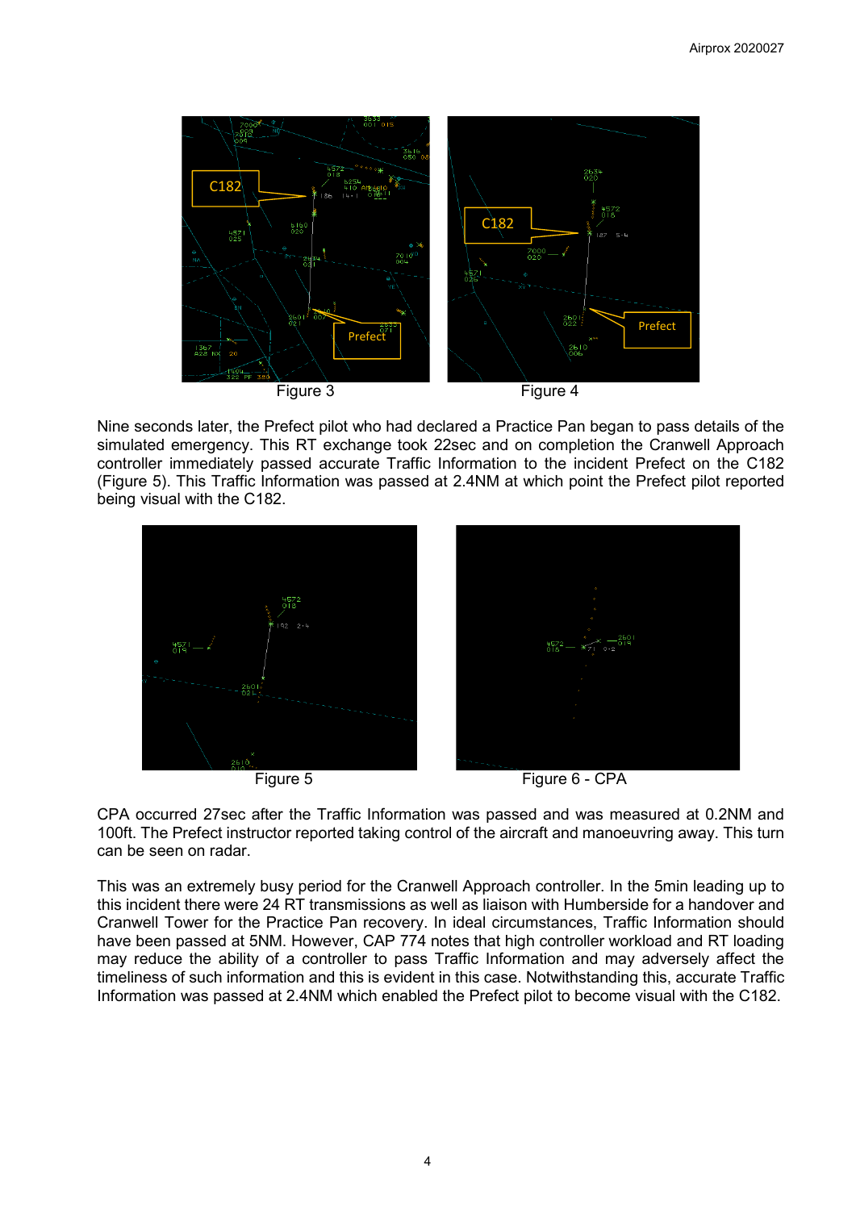Figure 3

Figure 4

Nine seconds later, the Prefect pilot who had declared a Practice Pan began to pass details of the simulated emergency. This RT exchange took 22sec and on completion the Cranwell Approach controller immediately passed accurate Traffic Information to the incident Prefect on the C182 (Figure 5). This Traffic Information was passed at 2.4NM at which point the Prefect pilot reported being visual with the C182.

Figure 5

Figure 6 - CPA

CPA occurred 27sec after the Traffic Information was passed and was measured at 0.2NM and 100ft. The Prefect instructor reported taking control of the aircraft and manoeuvring away. This turn can be seen on radar.

This was an extremely busy period for the Cranwell Approach controller. In the 5min leading up to this incident there were 24 RT transmissions as well as liaison with Humberside for a handover and Cranwell Tower for the Practice Pan recovery. In ideal circumstances, Traffic Information should have been passed at 5NM. However, CAP 774 notes that high controller workload and RT loading may reduce the ability of a controller to pass Traffic Information and may adversely affect the timeliness of such information and this is evident in this case. Notwithstanding this, accurate Traffic Information was passed at 2.4NM which enabled the Prefect pilot to become visual with the C182.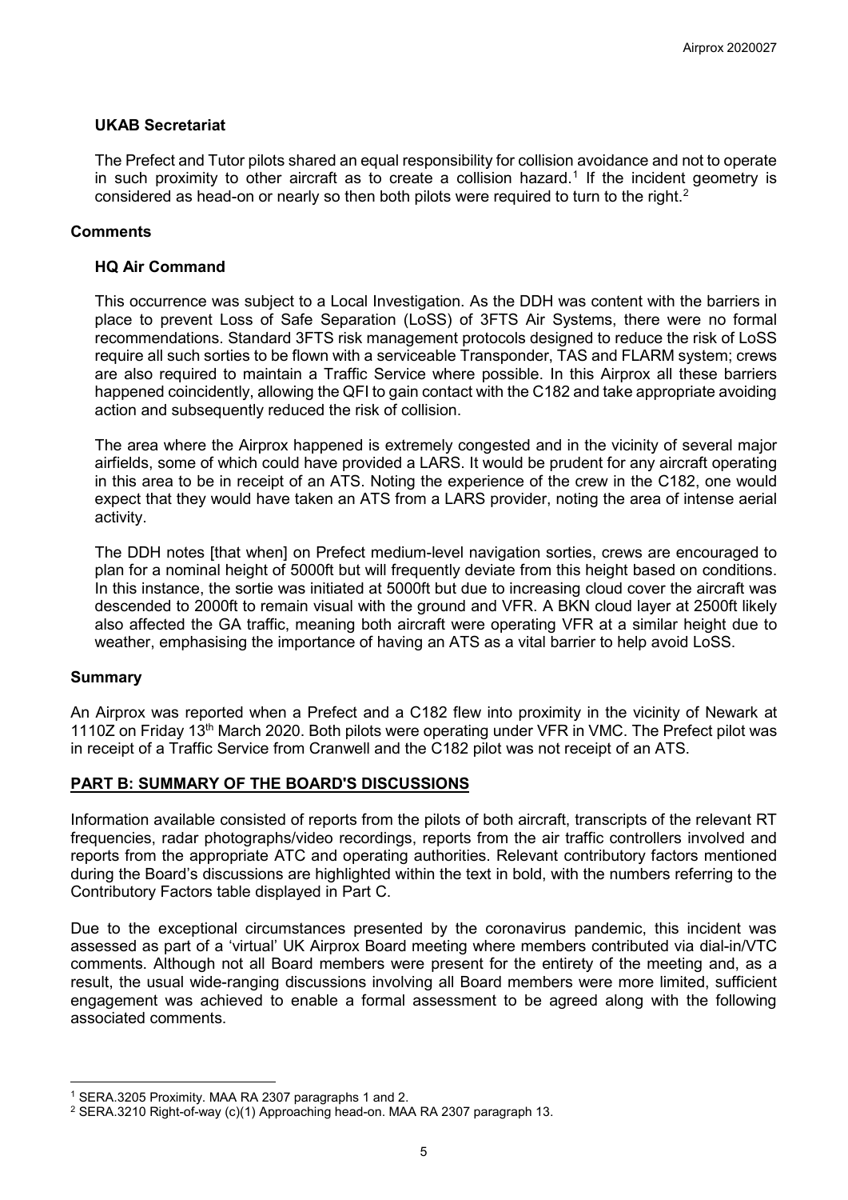### UKAB Secretariat

The Prefect and Tutor pilots shared an equal responsibility for collision avoidance and not to operate in such proximity to other aircraft as to create a collision hazard.[1] If the incident geometry is considered as head-on or nearly so then both pilots were required to turn to the right.[2]

## Comments

### HQ Air Command

This occurrence was subject to a Local Investigation. As the DDH was content with the barriers in place to prevent Loss of Safe Separation (LoSS) of 3FTS Air Systems, there were no formal recommendations. Standard 3FTS risk management protocols designed to reduce the risk of LoSS require all such sorties to be flown with a serviceable Transponder, TAS and FLARM system; crews are also required to maintain a Traffic Service where possible. In this Airprox all these barriers happened coincidently, allowing the QFI to gain contact with the C182 and take appropriate avoiding action and subsequently reduced the risk of collision.

The area where the Airprox happened is extremely congested and in the vicinity of several major airfields, some of which could have provided a LARS. It would be prudent for any aircraft operating in this area to be in receipt of an ATS. Noting the experience of the crew in the C182, one would expect that they would have taken an ATS from a LARS provider, noting the area of intense aerial activity.

The DDH notes [that when] on Prefect medium-level navigation sorties, crews are encouraged to plan for a nominal height of 5000ft but will frequently deviate from this height based on conditions. In this instance, the sortie was initiated at 5000ft but due to increasing cloud cover the aircraft was descended to 2000ft to remain visual with the ground and VFR. A BKN cloud layer at 2500ft likely also affected the GA traffic, meaning both aircraft were operating VFR at a similar height due to weather, emphasising the importance of having an ATS as a vital barrier to help avoid LoSS.

## Summary

An Airprox was reported when a Prefect and a C182 flew into proximity in the vicinity of Newark at 1110Z on Friday 13th March 2020. Both pilots were operating under VFR in VMC. The Prefect pilot was in receipt of a Traffic Service from Cranwell and the C182 pilot was not receipt of an ATS.

## PART B: SUMMARY OF THE BOARD'S DISCUSSIONS

Information available consisted of reports from the pilots of both aircraft, transcripts of the relevant RT frequencies, radar photographs/video recordings, reports from the air traffic controllers involved and reports from the appropriate ATC and operating authorities. Relevant contributory factors mentioned during the Board's discussions are highlighted within the text in bold, with the numbers referring to the Contributory Factors table displayed in Part C.

Due to the exceptional circumstances presented by the coronavirus pandemic, this incident was assessed as part of a 'virtual' UK Airprox Board meeting where members contributed via dial-in/VTC comments. Although not all Board members were present for the entirety of the meeting and, as a result, the usual wide-ranging discussions involving all Board members were more limited, sufficient engagement was achieved to enable a formal assessment to be agreed along with the following associated comments.

---

[1] SERA.3205 Proximity. MAA RA 2307 paragraphs 1 and 2.

[2] SERA.3210 Right-of-way (c)(1) Approaching head-on. MAA RA 2307 paragraph 13.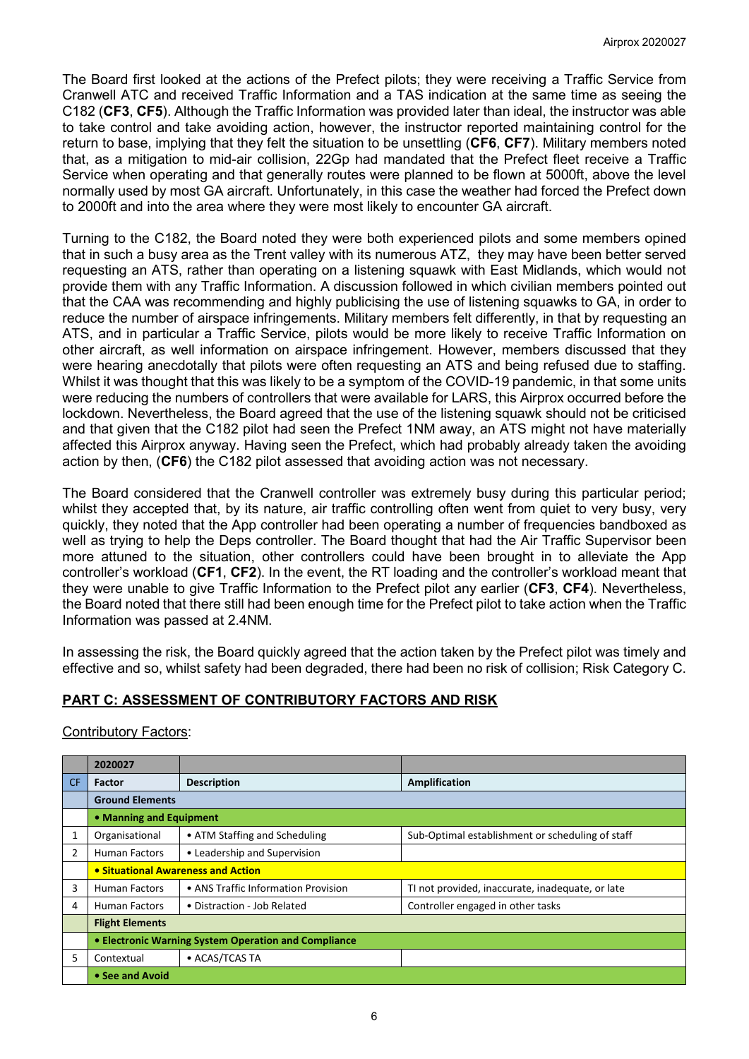The Board first looked at the actions of the Prefect pilots; they were receiving a Traffic Service from Cranwell ATC and received Traffic Information and a TAS indication at the same time as seeing the C182 (**CF3**, **CF5**). Although the Traffic Information was provided later than ideal, the instructor was able to take control and take avoiding action, however, the instructor reported maintaining control for the return to base, implying that they felt the situation to be unsettling (**CF6**, **CF7**). Military members noted that, as a mitigation to mid-air collision, 22Gp had mandated that the Prefect fleet receive a Traffic Service when operating and that generally routes were planned to be flown at 5000ft, above the level normally used by most GA aircraft. Unfortunately, in this case the weather had forced the Prefect down to 2000ft and into the area where they were most likely to encounter GA aircraft.

Turning to the C182, the Board noted they were both experienced pilots and some members opined that in such a busy area as the Trent valley with its numerous ATZ, they may have been better served requesting an ATS, rather than operating on a listening squawk with East Midlands, which would not provide them with any Traffic Information. A discussion followed in which civilian members pointed out that the CAA was recommending and highly publicising the use of listening squawks to GA, in order to reduce the number of airspace infringements. Military members felt differently, in that by requesting an ATS, and in particular a Traffic Service, pilots would be more likely to receive Traffic Information on other aircraft, as well information on airspace infringement. However, members discussed that they were hearing anecdotally that pilots were often requesting an ATS and being refused due to staffing. Whilst it was thought that this was likely to be a symptom of the COVID-19 pandemic, in that some units were reducing the numbers of controllers that were available for LARS, this Airprox occurred before the lockdown. Nevertheless, the Board agreed that the use of the listening squawk should not be criticised and that given that the C182 pilot had seen the Prefect 1NM away, an ATS might not have materially affected this Airprox anyway. Having seen the Prefect, which had probably already taken the avoiding action by then, (**CF6**) the C182 pilot assessed that avoiding action was not necessary.

The Board considered that the Cranwell controller was extremely busy during this particular period; whilst they accepted that, by its nature, air traffic controlling often went from quiet to very busy, very quickly, they noted that the App controller had been operating a number of frequencies bandboxed as well as trying to help the Deps controller. The Board thought that had the Air Traffic Supervisor been more attuned to the situation, other controllers could have been brought in to alleviate the App controller's workload (**CF1**, **CF2**). In the event, the RT loading and the controller's workload meant that they were unable to give Traffic Information to the Prefect pilot any earlier (**CF3**, **CF4**). Nevertheless, the Board noted that there still had been enough time for the Prefect pilot to take action when the Traffic Information was passed at 2.4NM.

In assessing the risk, the Board quickly agreed that the action taken by the Prefect pilot was timely and effective and so, whilst safety had been degraded, there had been no risk of collision; Risk Category C.

## PART C: ASSESSMENT OF CONTRIBUTORY FACTORS AND RISK

Contributory Factors:

| | 2020027 | | |
|---|---|---|---|
| CF | Factor | Description | Amplification |
| | **Ground Elements** | | |
| | **• Manning and Equipment** | | |
| 1 | Organisational | • ATM Staffing and Scheduling | Sub-Optimal establishment or scheduling of staff |
| 2 | Human Factors | • Leadership and Supervision | |
| | **• Situational Awareness and Action** | | |
| 3 | Human Factors | • ANS Traffic Information Provision | TI not provided, inaccurate, inadequate, or late |
| 4 | Human Factors | • Distraction - Job Related | Controller engaged in other tasks |
| | **Flight Elements** | | |
| | **• Electronic Warning System Operation and Compliance** | | |
| 5 | Contextual | • ACAS/TCAS TA | |
| | **• See and Avoid** | | |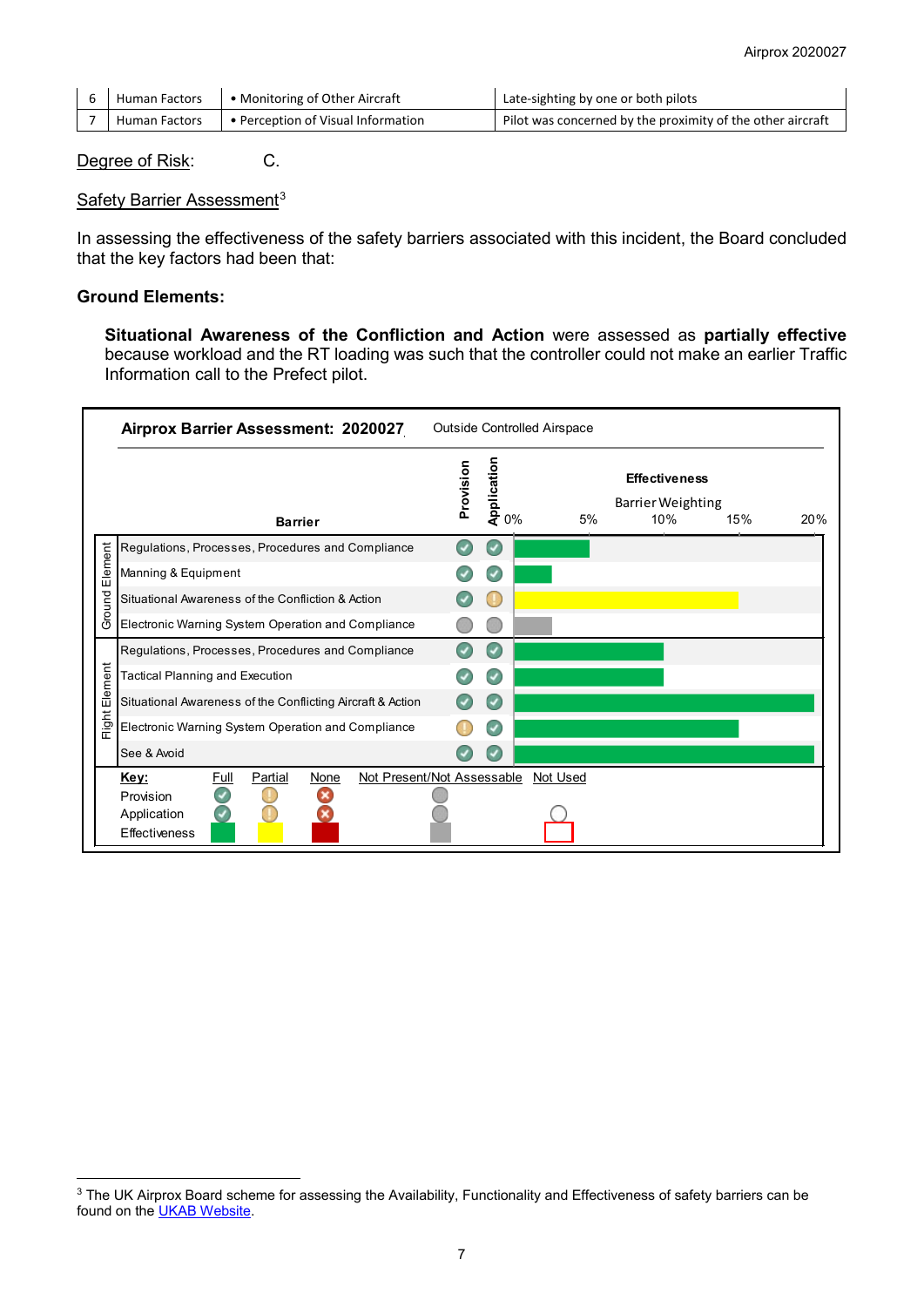| | | | |
|---|---|---|---|
| 6 | Human Factors | • Monitoring of Other Aircraft | Late-sighting by one or both pilots |
| 7 | Human Factors | • Perception of Visual Information | Pilot was concerned by the proximity of the other aircraft |

Degree of Risk: C.

Safety Barrier Assessment[3]

In assessing the effectiveness of the safety barriers associated with this incident, the Board concluded that the key factors had been that:

**Ground Elements:**

**Situational Awareness of the Confliction and Action** were assessed as **partially effective** because workload and the RT loading was such that the controller could not make an earlier Traffic Information call to the Prefect pilot.

**Airprox Barrier Assessment: 2020027**
Outside Controlled Airspace

Barrier
Provision
Application
Effectiveness
Barrier Weighting
0% 5% 10% 15% 20%

Ground Element
Regulations, Processes, Procedures and Compliance
Manning & Equipment
Situational Awareness of the Confliction & Action
Electronic Warning System Operation and Compliance

Flight Element
Regulations, Processes, Procedures and Compliance
Tactical Planning and Execution
Situational Awareness of the Conflicting Aircraft & Action
Electronic Warning System Operation and Compliance
See & Avoid

Key: Full Partial None Not Present/Not Assessable Not Used
Provision
Application
Effectiveness

---

[3] The UK Airprox Board scheme for assessing the Availability, Functionality and Effectiveness of safety barriers can be found on the UKAB Website.